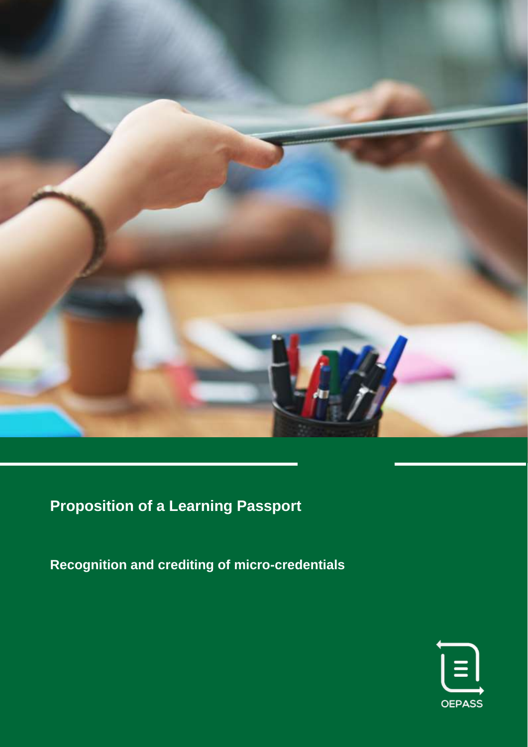# Proposition of a Learning Passport

## Recognition and crediting of micro-credentials

OEPASS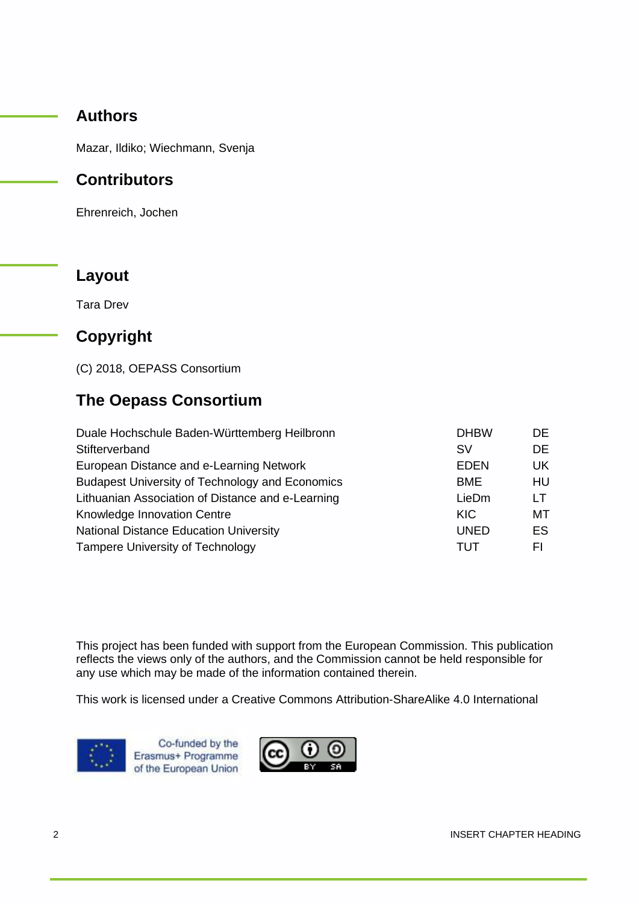## Authors

Mazar, Ildiko; Wiechmann, Svenja

## Contributors

Ehrenreich, Jochen

## Layout

Tara Drev

## Copyright

(C) 2018, OEPASS Consortium

## The Oepass Consortium

| | | |
|---|---|---|
| Duale Hochschule Baden-Württemberg Heilbronn | DHBW | DE |
| Stifterverband | SV | DE |
| European Distance and e-Learning Network | EDEN | UK |
| Budapest University of Technology and Economics | BME | HU |
| Lithuanian Association of Distance and e-Learning | LieDm | LT |
| Knowledge Innovation Centre | KIC | MT |
| National Distance Education University | UNED | ES |
| Tampere University of Technology | TUT | FI |

This project has been funded with support from the European Commission. This publication reflects the views only of the authors, and the Commission cannot be held responsible for any use which may be made of the information contained therein.

This work is licensed under a Creative Commons Attribution-ShareAlike 4.0 International

Co-funded by the Erasmus+ Programme of the European Union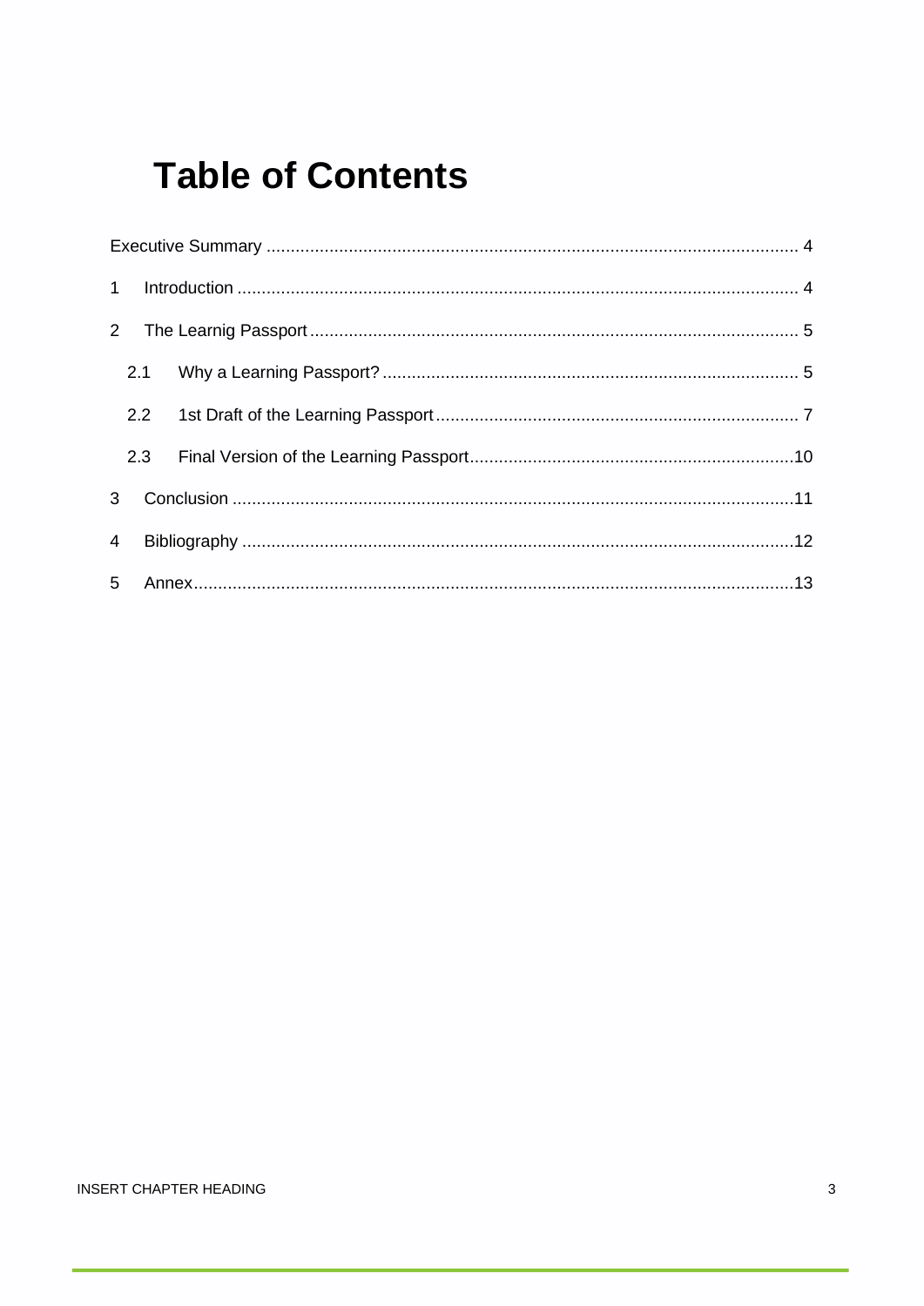# Table of Contents

Executive Summary ........................................................ 4

1 Introduction ........................................................ 4

2 The Learnig Passport ........................................................ 5

2.1 Why a Learning Passport? ........................................................ 5

2.2 1st Draft of the Learning Passport ........................................................ 7

2.3 Final Version of the Learning Passport ........................................................ 10

3 Conclusion ........................................................ 11

4 Bibliography ........................................................ 12

5 Annex ........................................................ 13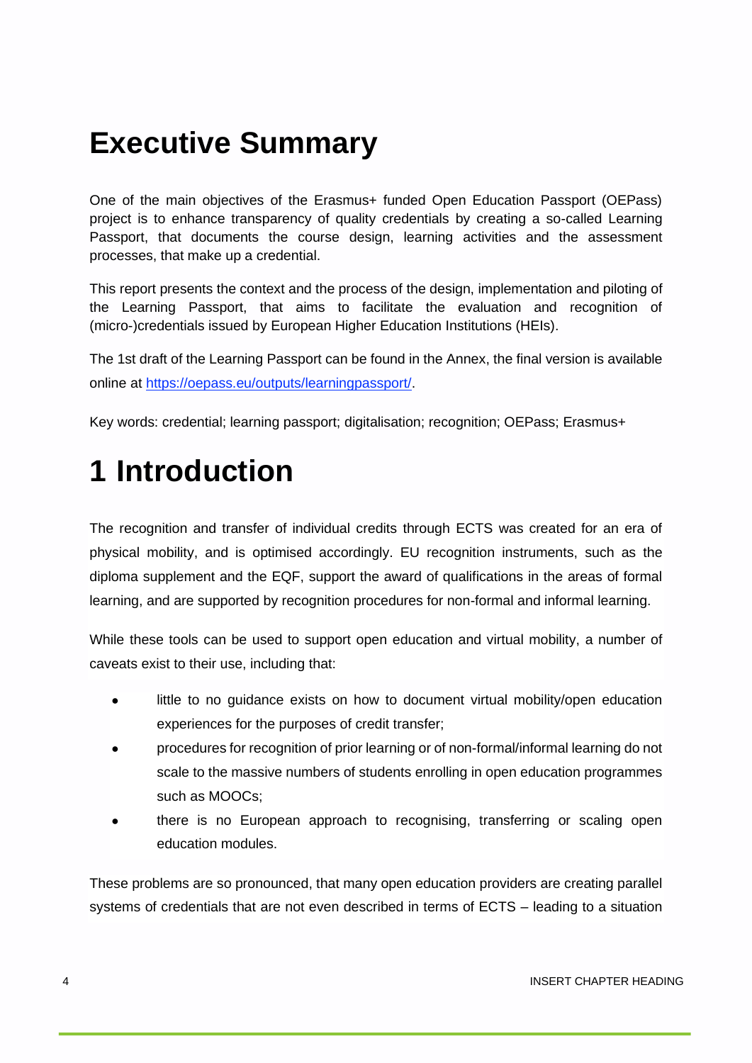# Executive Summary

One of the main objectives of the Erasmus+ funded Open Education Passport (OEPass) project is to enhance transparency of quality credentials by creating a so-called Learning Passport, that documents the course design, learning activities and the assessment processes, that make up a credential.

This report presents the context and the process of the design, implementation and piloting of the Learning Passport, that aims to facilitate the evaluation and recognition of (micro-)credentials issued by European Higher Education Institutions (HEIs).

The 1st draft of the Learning Passport can be found in the Annex, the final version is available online at [https://oepass.eu/outputs/learningpassport/](https://oepass.eu/outputs/learningpassport/).

Key words: credential; learning passport; digitalisation; recognition; OEPass; Erasmus+

# 1 Introduction

The recognition and transfer of individual credits through ECTS was created for an era of physical mobility, and is optimised accordingly. EU recognition instruments, such as the diploma supplement and the EQF, support the award of qualifications in the areas of formal learning, and are supported by recognition procedures for non-formal and informal learning.

While these tools can be used to support open education and virtual mobility, a number of caveats exist to their use, including that:

- little to no guidance exists on how to document virtual mobility/open education experiences for the purposes of credit transfer;
- procedures for recognition of prior learning or of non-formal/informal learning do not scale to the massive numbers of students enrolling in open education programmes such as MOOCs;
- there is no European approach to recognising, transferring or scaling open education modules.

These problems are so pronounced, that many open education providers are creating parallel systems of credentials that are not even described in terms of ECTS – leading to a situation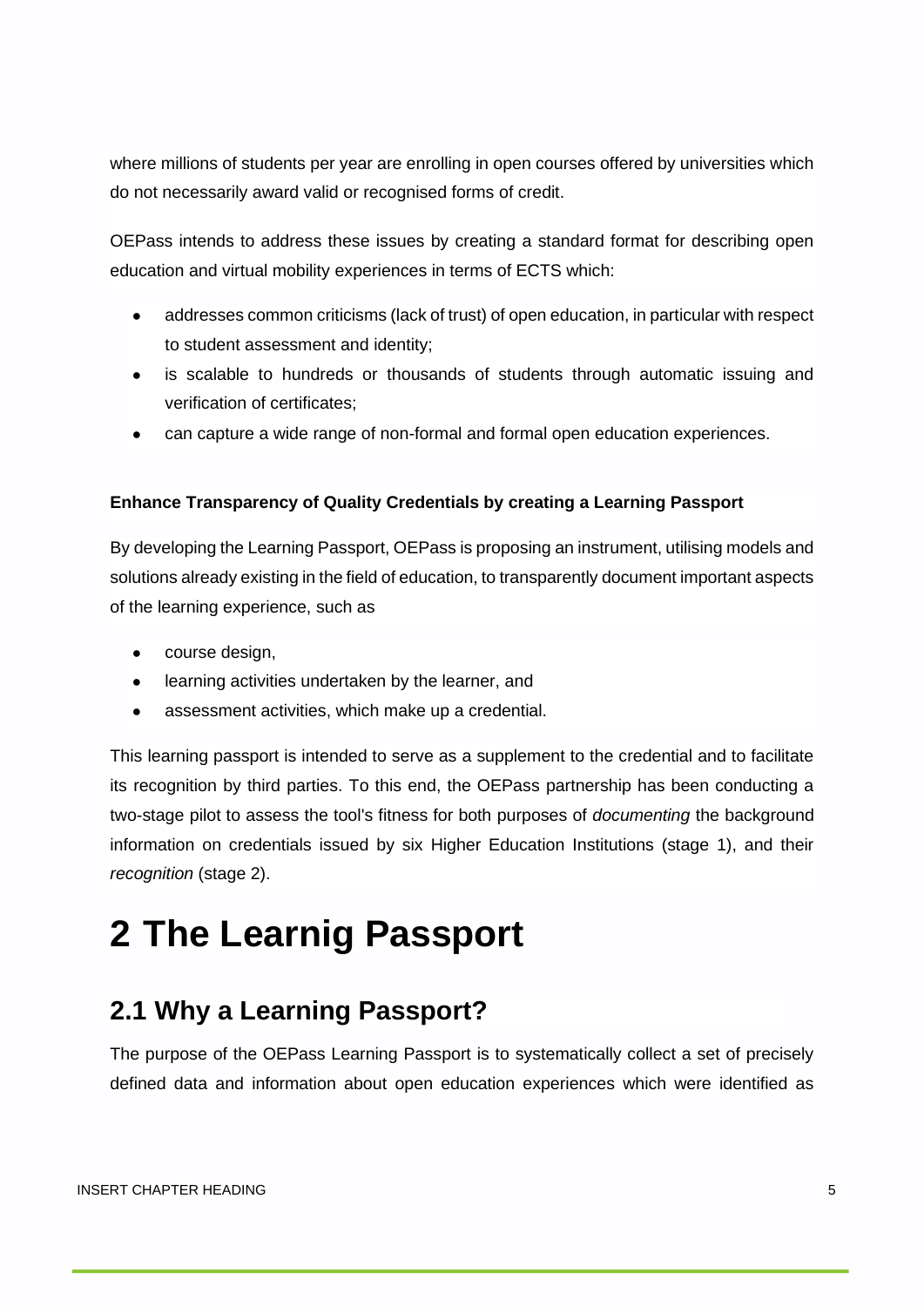where millions of students per year are enrolling in open courses offered by universities which do not necessarily award valid or recognised forms of credit.

OEPass intends to address these issues by creating a standard format for describing open education and virtual mobility experiences in terms of ECTS which:

- addresses common criticisms (lack of trust) of open education, in particular with respect to student assessment and identity;
- is scalable to hundreds or thousands of students through automatic issuing and verification of certificates;
- can capture a wide range of non-formal and formal open education experiences.

**Enhance Transparency of Quality Credentials by creating a Learning Passport**

By developing the Learning Passport, OEPass is proposing an instrument, utilising models and solutions already existing in the field of education, to transparently document important aspects of the learning experience, such as

- course design,
- learning activities undertaken by the learner, and
- assessment activities, which make up a credential.

This learning passport is intended to serve as a supplement to the credential and to facilitate its recognition by third parties. To this end, the OEPass partnership has been conducting a two-stage pilot to assess the tool's fitness for both purposes of *documenting* the background information on credentials issued by six Higher Education Institutions (stage 1), and their *recognition* (stage 2).

# 2 The Learnig Passport

## 2.1 Why a Learning Passport?

The purpose of the OEPass Learning Passport is to systematically collect a set of precisely defined data and information about open education experiences which were identified as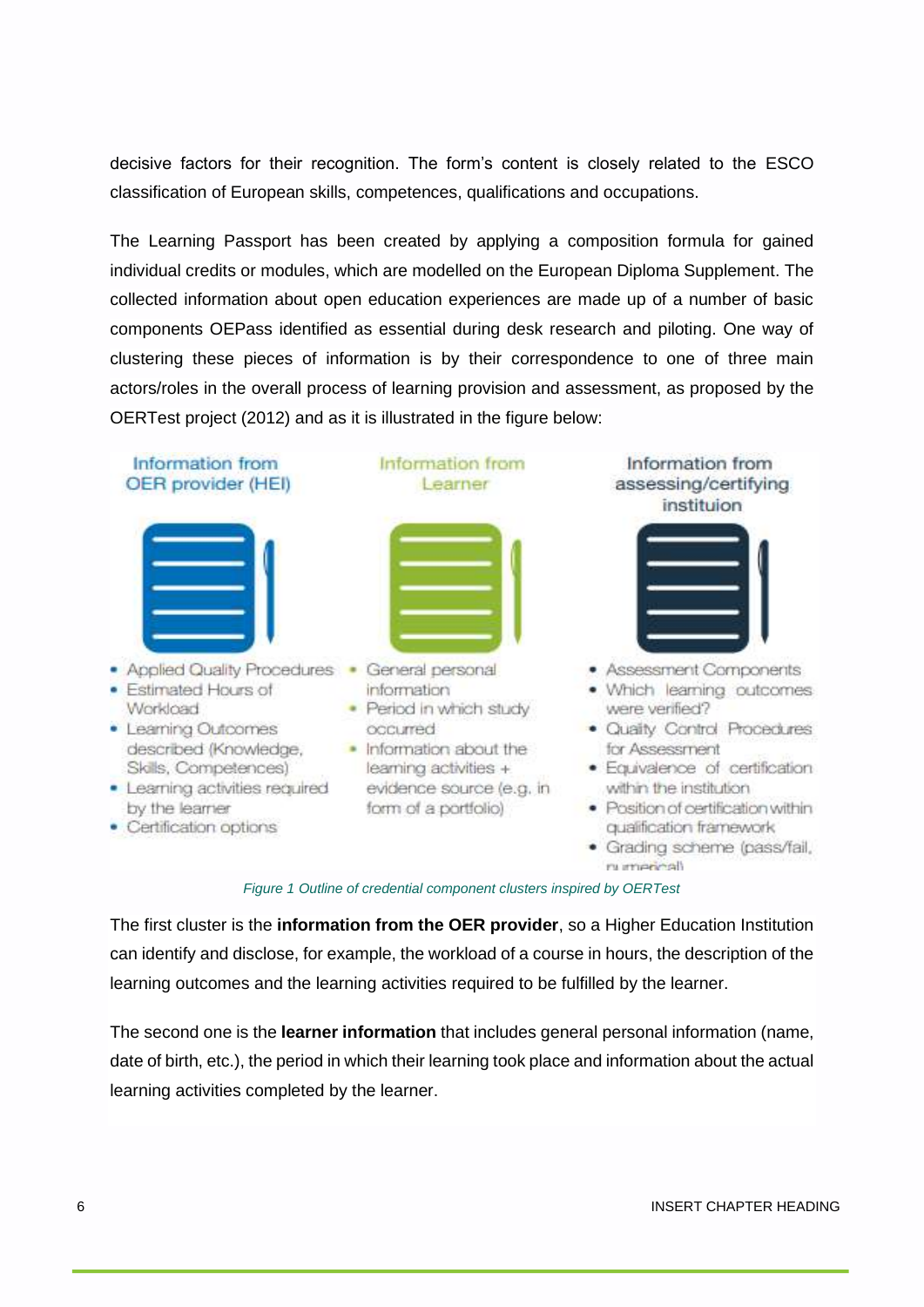decisive factors for their recognition. The form's content is closely related to the ESCO classification of European skills, competences, qualifications and occupations.

The Learning Passport has been created by applying a composition formula for gained individual credits or modules, which are modelled on the European Diploma Supplement. The collected information about open education experiences are made up of a number of basic components OEPass identified as essential during desk research and piloting. One way of clustering these pieces of information is by their correspondence to one of three main actors/roles in the overall process of learning provision and assessment, as proposed by the OERTest project (2012) and as it is illustrated in the figure below:

**Information from OER provider (HEI)**

- Applied Quality Procedures
- Estimated Hours of Workload
- Learning Outcomes described (Knowledge, Skills, Competences)
- Learning activities required by the learner
- Certification options

**Information from Learner**

- General personal information
- Period in which study occurred
- Information about the learning activities + evidence source (e.g. in form of a portfolio)

**Information from assessing/certifying instituion**

- Assessment Components
- Which learning outcomes were verified?
- Quality Control Procedures for Assessment
- Equivalence of certification within the institution
- Position of certification within qualification framework
- Grading scheme (pass/fail, numerical)

*Figure 1 Outline of credential component clusters inspired by OERTest*

The first cluster is the **information from the OER provider**, so a Higher Education Institution can identify and disclose, for example, the workload of a course in hours, the description of the learning outcomes and the learning activities required to be fulfilled by the learner.

The second one is the **learner information** that includes general personal information (name, date of birth, etc.), the period in which their learning took place and information about the actual learning activities completed by the learner.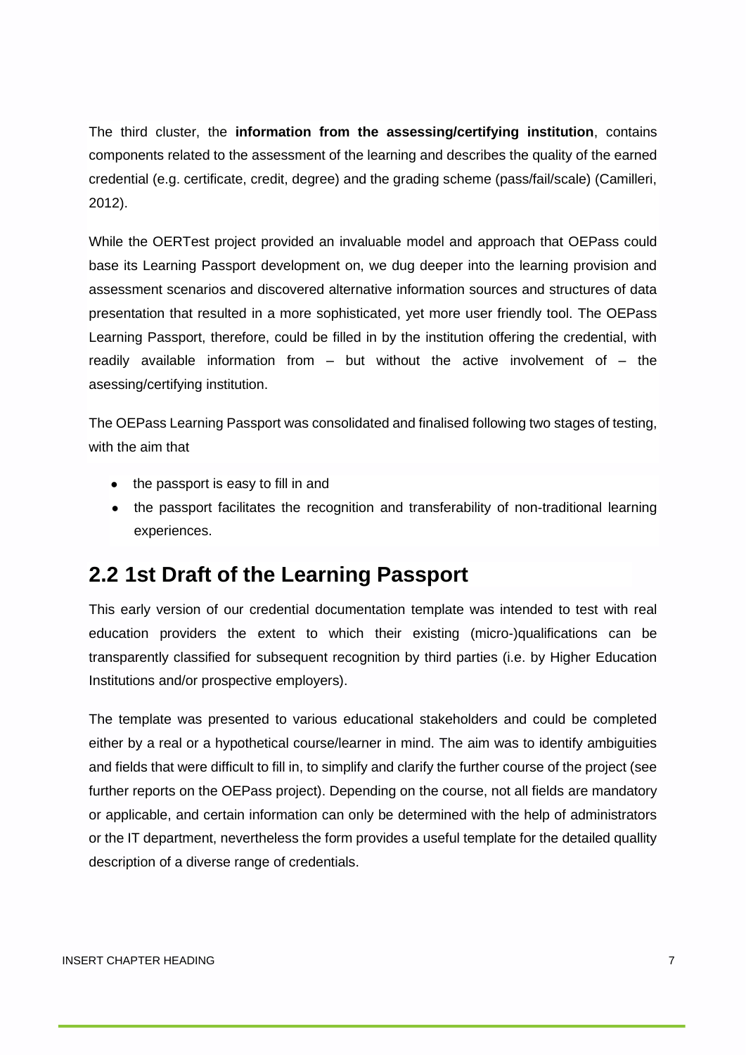The third cluster, the **information from the assessing/certifying institution**, contains components related to the assessment of the learning and describes the quality of the earned credential (e.g. certificate, credit, degree) and the grading scheme (pass/fail/scale) (Camilleri, 2012).

While the OERTest project provided an invaluable model and approach that OEPass could base its Learning Passport development on, we dug deeper into the learning provision and assessment scenarios and discovered alternative information sources and structures of data presentation that resulted in a more sophisticated, yet more user friendly tool. The OEPass Learning Passport, therefore, could be filled in by the institution offering the credential, with readily available information from – but without the active involvement of – the asessing/certifying institution.

The OEPass Learning Passport was consolidated and finalised following two stages of testing, with the aim that

- the passport is easy to fill in and
- the passport facilitates the recognition and transferability of non-traditional learning experiences.

## 2.2 1st Draft of the Learning Passport

This early version of our credential documentation template was intended to test with real education providers the extent to which their existing (micro-)qualifications can be transparently classified for subsequent recognition by third parties (i.e. by Higher Education Institutions and/or prospective employers).

The template was presented to various educational stakeholders and could be completed either by a real or a hypothetical course/learner in mind. The aim was to identify ambiguities and fields that were difficult to fill in, to simplify and clarify the further course of the project (see further reports on the OEPass project). Depending on the course, not all fields are mandatory or applicable, and certain information can only be determined with the help of administrators or the IT department, nevertheless the form provides a useful template for the detailed quallity description of a diverse range of credentials.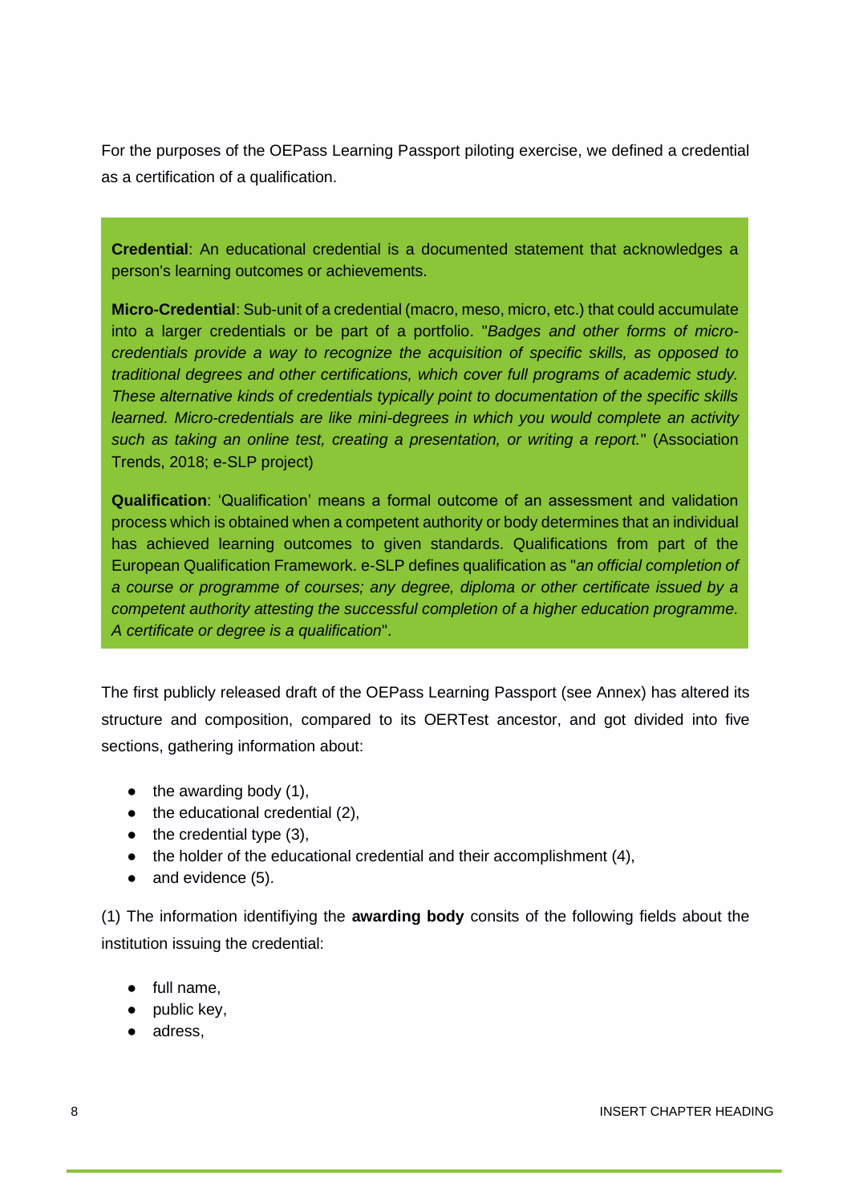For the purposes of the OEPass Learning Passport piloting exercise, we defined a credential as a certification of a qualification.

**Credential**: An educational credential is a documented statement that acknowledges a person's learning outcomes or achievements.

**Micro-Credential**: Sub-unit of a credential (macro, meso, micro, etc.) that could accumulate into a larger credentials or be part of a portfolio. "*Badges and other forms of micro-credentials provide a way to recognize the acquisition of specific skills, as opposed to traditional degrees and other certifications, which cover full programs of academic study. These alternative kinds of credentials typically point to documentation of the specific skills learned. Micro-credentials are like mini-degrees in which you would complete an activity such as taking an online test, creating a presentation, or writing a report.*" (Association Trends, 2018; e-SLP project)

**Qualification**: 'Qualification' means a formal outcome of an assessment and validation process which is obtained when a competent authority or body determines that an individual has achieved learning outcomes to given standards. Qualifications from part of the European Qualification Framework. e-SLP defines qualification as "*an official completion of a course or programme of courses; any degree, diploma or other certificate issued by a competent authority attesting the successful completion of a higher education programme. A certificate or degree is a qualification*".

The first publicly released draft of the OEPass Learning Passport (see Annex) has altered its structure and composition, compared to its OERTest ancestor, and got divided into five sections, gathering information about:

- the awarding body (1),
- the educational credential (2),
- the credential type (3),
- the holder of the educational credential and their accomplishment (4),
- and evidence (5).

(1) The information identifiying the **awarding body** consits of the following fields about the institution issuing the credential:

- full name,
- public key,
- adress,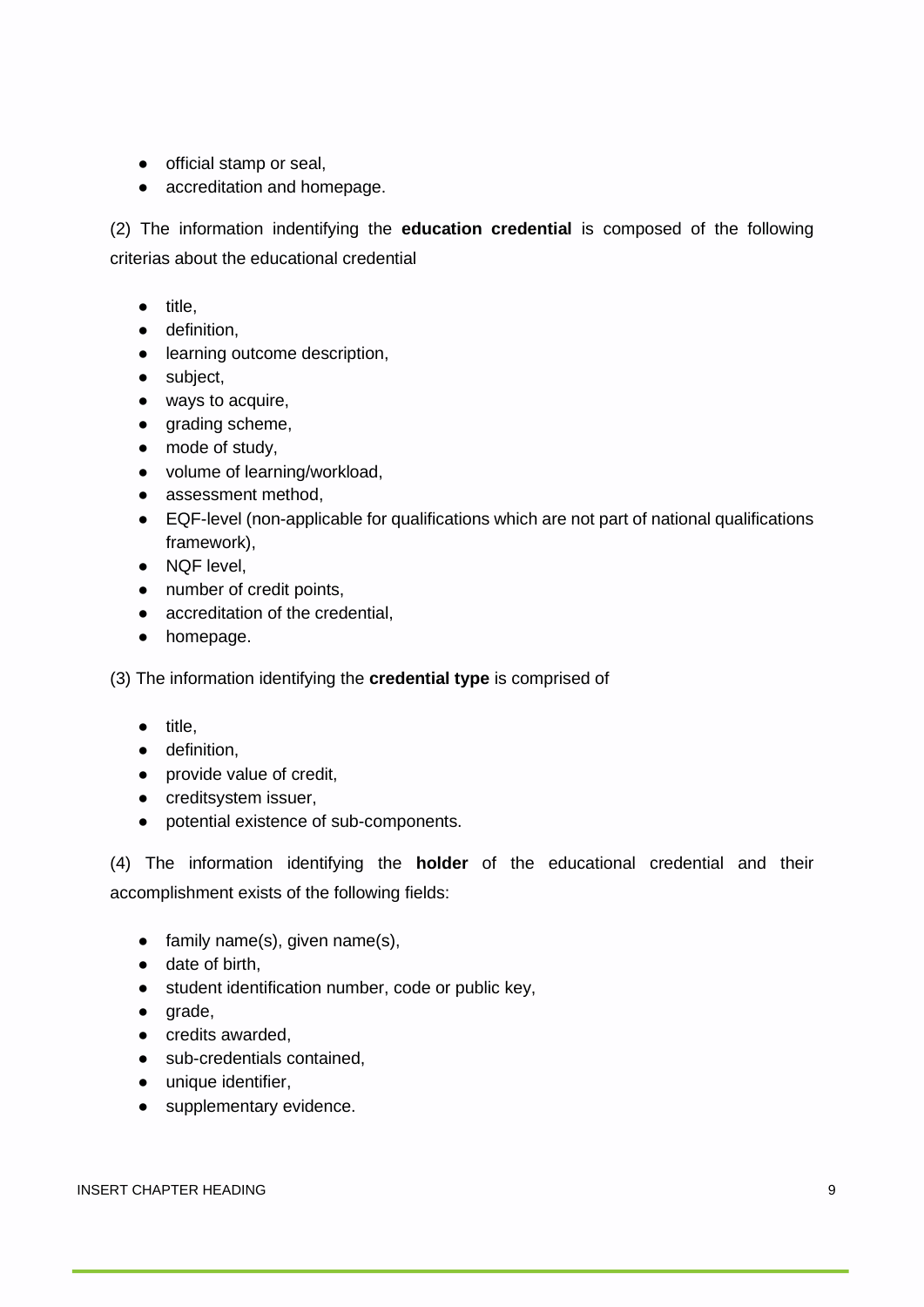- official stamp or seal,
- accreditation and homepage.

(2) The information indentifying the **education credential** is composed of the following criterias about the educational credential

- title,
- definition,
- learning outcome description,
- subject,
- ways to acquire,
- grading scheme,
- mode of study,
- volume of learning/workload,
- assessment method,
- EQF-level (non-applicable for qualifications which are not part of national qualifications framework),
- NQF level,
- number of credit points,
- accreditation of the credential,
- homepage.

(3) The information identifying the **credential type** is comprised of

- title,
- definition,
- provide value of credit,
- creditsystem issuer,
- potential existence of sub-components.

(4) The information identifying the **holder** of the educational credential and their accomplishment exists of the following fields:

- family name(s), given name(s),
- date of birth,
- student identification number, code or public key,
- grade,
- credits awarded,
- sub-credentials contained,
- unique identifier,
- supplementary evidence.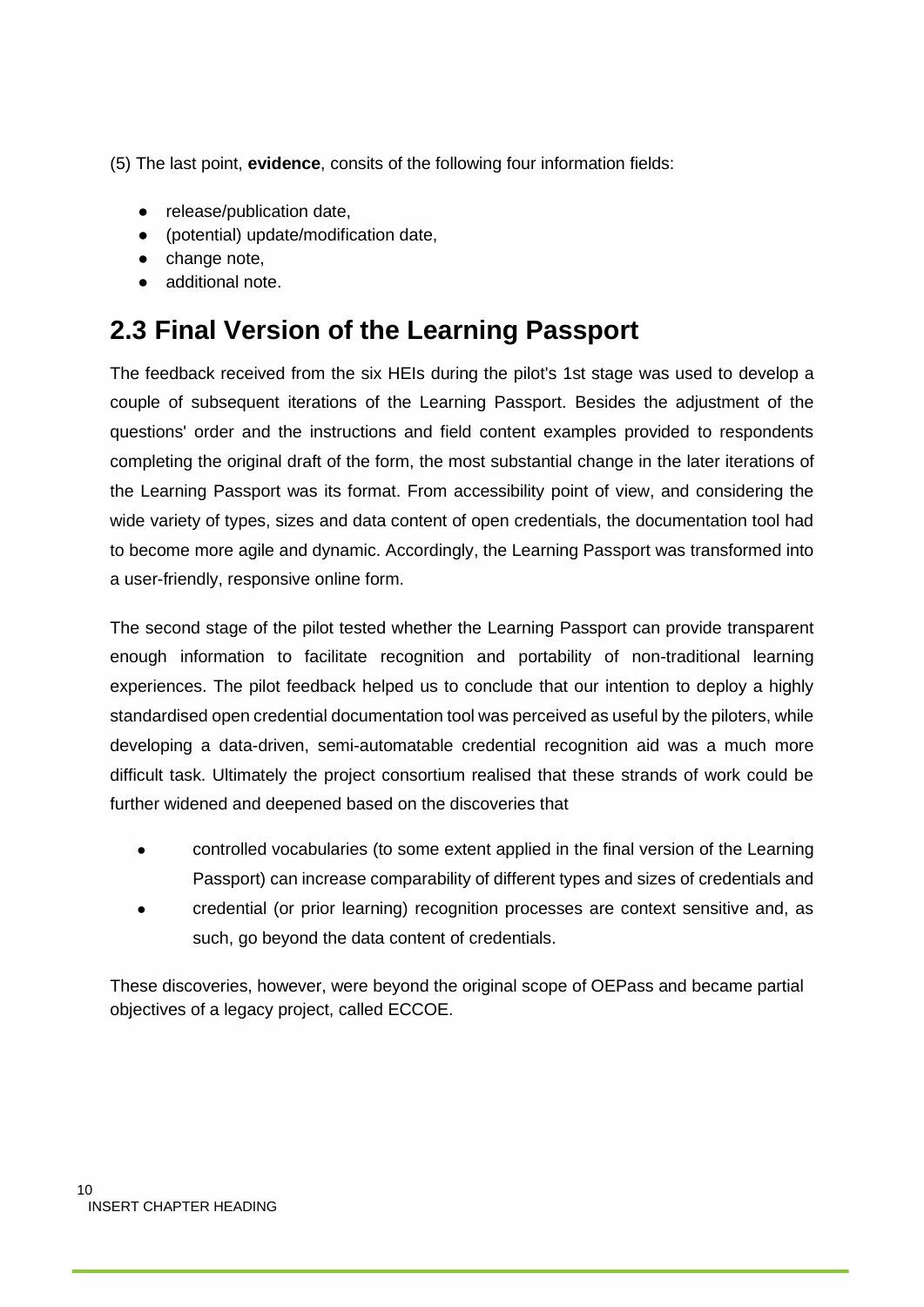(5) The last point, **evidence**, consits of the following four information fields:

- release/publication date,
- (potential) update/modification date,
- change note,
- additional note.

## 2.3 Final Version of the Learning Passport

The feedback received from the six HEIs during the pilot's 1st stage was used to develop a couple of subsequent iterations of the Learning Passport. Besides the adjustment of the questions' order and the instructions and field content examples provided to respondents completing the original draft of the form, the most substantial change in the later iterations of the Learning Passport was its format. From accessibility point of view, and considering the wide variety of types, sizes and data content of open credentials, the documentation tool had to become more agile and dynamic. Accordingly, the Learning Passport was transformed into a user-friendly, responsive online form.

The second stage of the pilot tested whether the Learning Passport can provide transparent enough information to facilitate recognition and portability of non-traditional learning experiences. The pilot feedback helped us to conclude that our intention to deploy a highly standardised open credential documentation tool was perceived as useful by the piloters, while developing a data-driven, semi-automatable credential recognition aid was a much more difficult task. Ultimately the project consortium realised that these strands of work could be further widened and deepened based on the discoveries that

- controlled vocabularies (to some extent applied in the final version of the Learning Passport) can increase comparability of different types and sizes of credentials and
- credential (or prior learning) recognition processes are context sensitive and, as such, go beyond the data content of credentials.

These discoveries, however, were beyond the original scope of OEPass and became partial objectives of a legacy project, called ECCOE.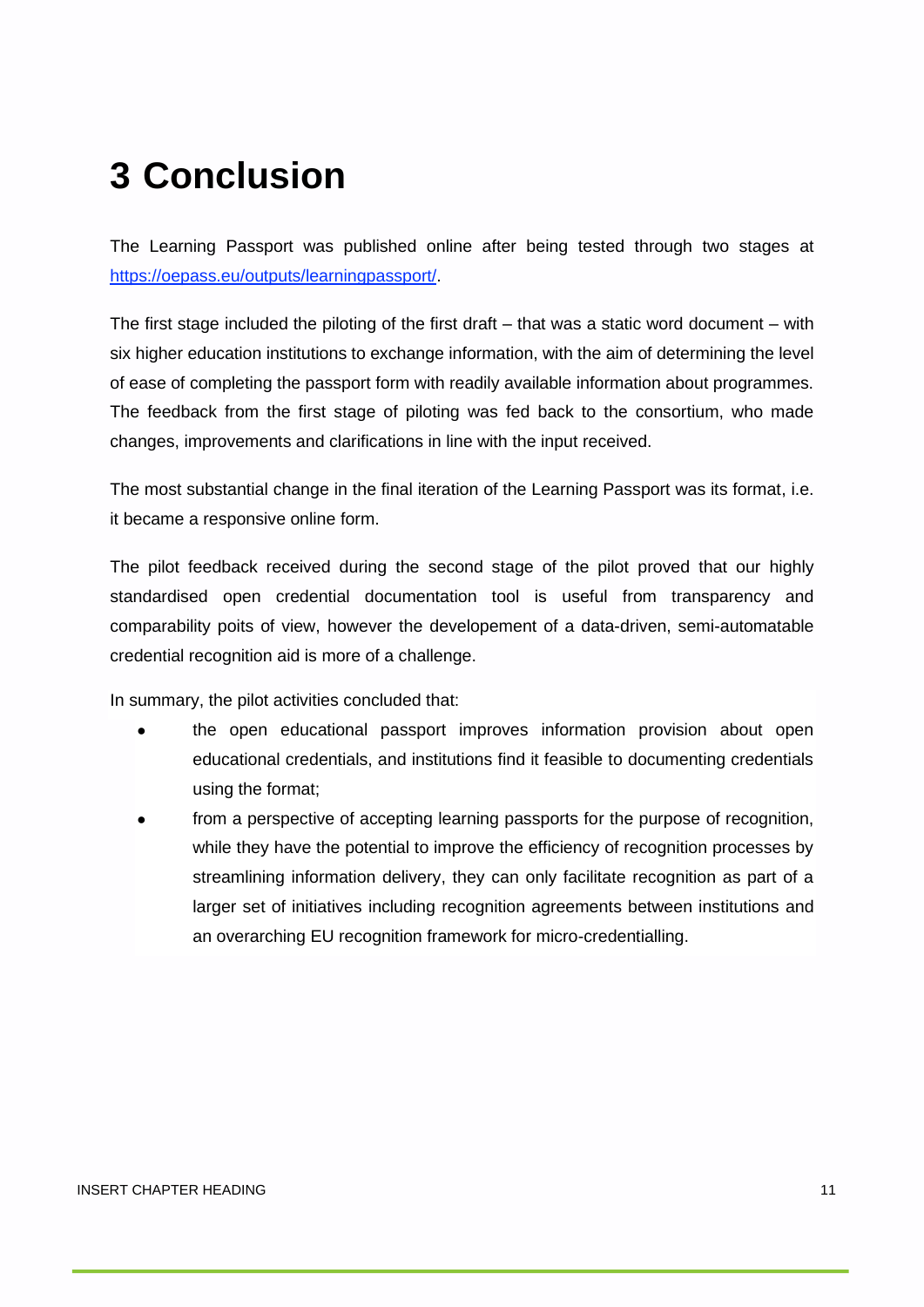# 3 Conclusion

The Learning Passport was published online after being tested through two stages at [https://oepass.eu/outputs/learningpassport/](https://oepass.eu/outputs/learningpassport/).

The first stage included the piloting of the first draft – that was a static word document – with six higher education institutions to exchange information, with the aim of determining the level of ease of completing the passport form with readily available information about programmes. The feedback from the first stage of piloting was fed back to the consortium, who made changes, improvements and clarifications in line with the input received.

The most substantial change in the final iteration of the Learning Passport was its format, i.e. it became a responsive online form.

The pilot feedback received during the second stage of the pilot proved that our highly standardised open credential documentation tool is useful from transparency and comparability poits of view, however the developement of a data-driven, semi-automatable credential recognition aid is more of a challenge.

In summary, the pilot activities concluded that:

- the open educational passport improves information provision about open educational credentials, and institutions find it feasible to documenting credentials using the format;
- from a perspective of accepting learning passports for the purpose of recognition, while they have the potential to improve the efficiency of recognition processes by streamlining information delivery, they can only facilitate recognition as part of a larger set of initiatives including recognition agreements between institutions and an overarching EU recognition framework for micro-credentialling.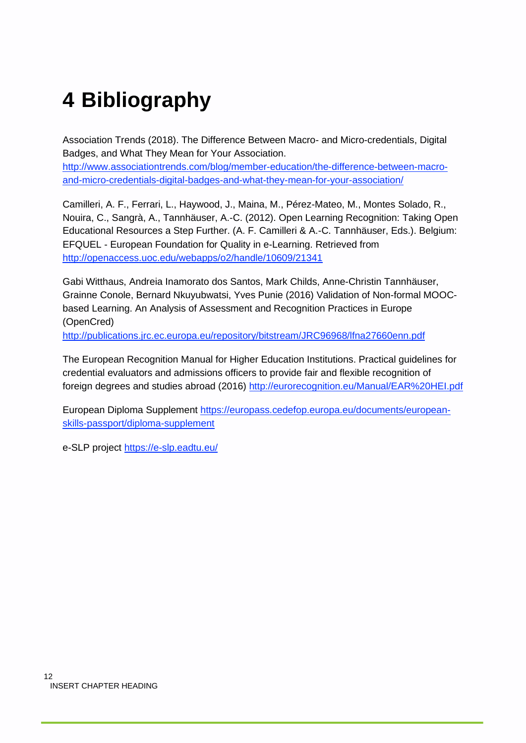# 4 Bibliography

Association Trends (2018). The Difference Between Macro- and Micro-credentials, Digital Badges, and What They Mean for Your Association. http://www.associationtrends.com/blog/member-education/the-difference-between-macro-and-micro-credentials-digital-badges-and-what-they-mean-for-your-association/

Camilleri, A. F., Ferrari, L., Haywood, J., Maina, M., Pérez-Mateo, M., Montes Solado, R., Nouira, C., Sangrà, A., Tannhäuser, A.-C. (2012). Open Learning Recognition: Taking Open Educational Resources a Step Further. (A. F. Camilleri & A.-C. Tannhäuser, Eds.). Belgium: EFQUEL - European Foundation for Quality in e-Learning. Retrieved from http://openaccess.uoc.edu/webapps/o2/handle/10609/21341

Gabi Witthaus, Andreia Inamorato dos Santos, Mark Childs, Anne-Christin Tannhäuser, Grainne Conole, Bernard Nkuyubwatsi, Yves Punie (2016) Validation of Non-formal MOOC-based Learning. An Analysis of Assessment and Recognition Practices in Europe (OpenCred) http://publications.jrc.ec.europa.eu/repository/bitstream/JRC96968/lfna27660enn.pdf

The European Recognition Manual for Higher Education Institutions. Practical guidelines for credential evaluators and admissions officers to provide fair and flexible recognition of foreign degrees and studies abroad (2016) http://eurorecognition.eu/Manual/EAR%20HEI.pdf

European Diploma Supplement https://europass.cedefop.europa.eu/documents/european-skills-passport/diploma-supplement

e-SLP project https://e-slp.eadtu.eu/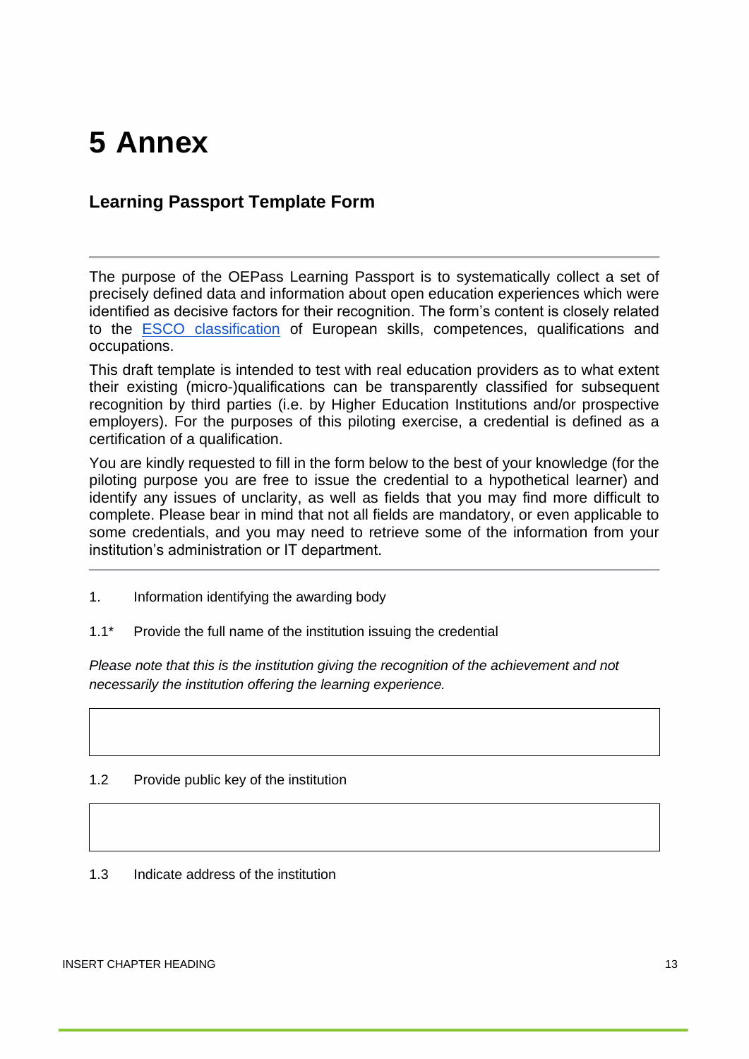# 5 Annex

## Learning Passport Template Form

---

The purpose of the OEPass Learning Passport is to systematically collect a set of precisely defined data and information about open education experiences which were identified as decisive factors for their recognition. The form's content is closely related to the [ESCO classification](ESCO classification) of European skills, competences, qualifications and occupations.

This draft template is intended to test with real education providers as to what extent their existing (micro-)qualifications can be transparently classified for subsequent recognition by third parties (i.e. by Higher Education Institutions and/or prospective employers). For the purposes of this piloting exercise, a credential is defined as a certification of a qualification.

You are kindly requested to fill in the form below to the best of your knowledge (for the piloting purpose you are free to issue the credential to a hypothetical learner) and identify any issues of unclarity, as well as fields that you may find more difficult to complete. Please bear in mind that not all fields are mandatory, or even applicable to some credentials, and you may need to retrieve some of the information from your institution's administration or IT department.

---

1. Information identifying the awarding body

1.1* Provide the full name of the institution issuing the credential

*Please note that this is the institution giving the recognition of the achievement and not necessarily the institution offering the learning experience.*

| |
|---|
| |

1.2 Provide public key of the institution

| |
|---|
| |

1.3 Indicate address of the institution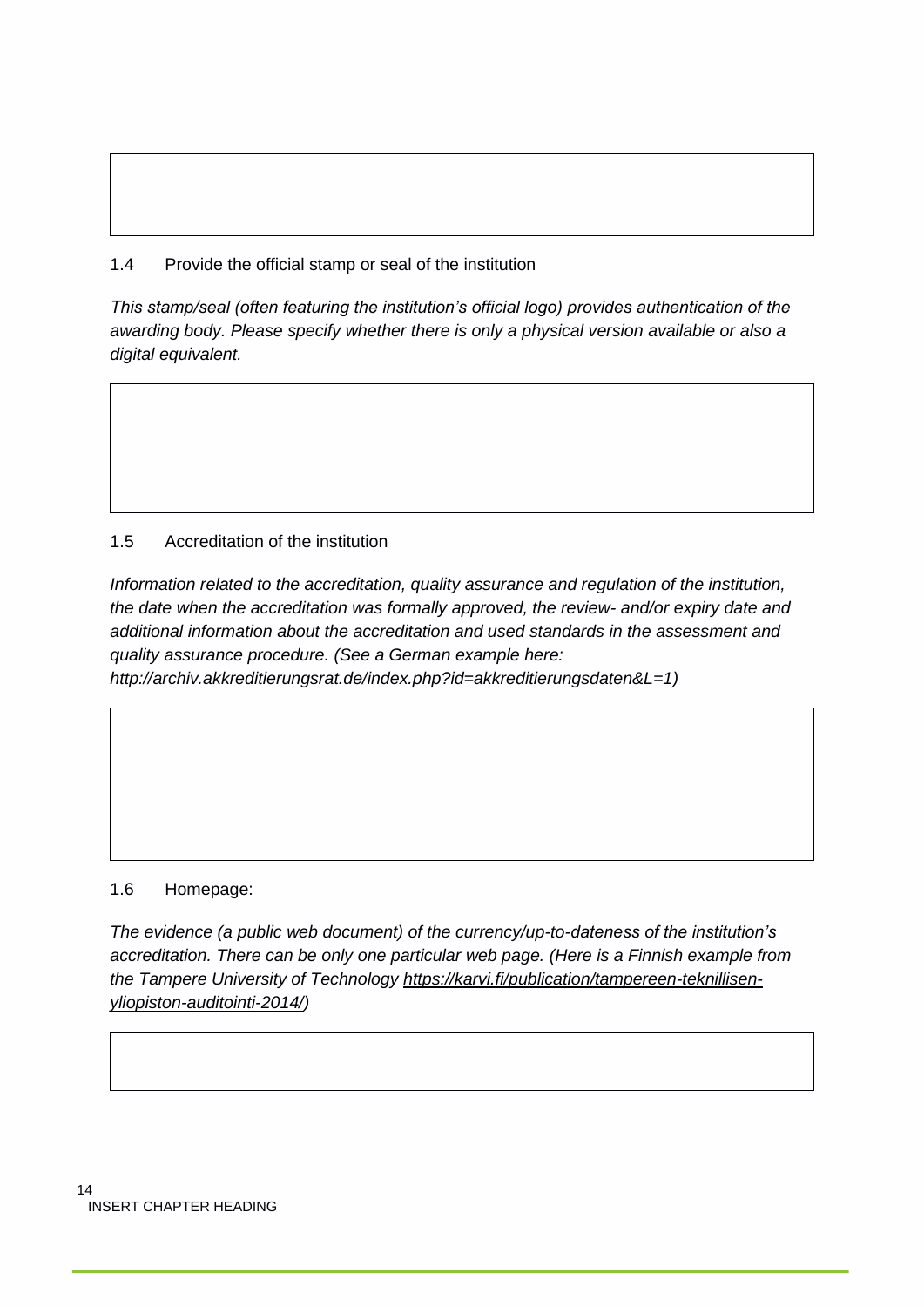1.4 Provide the official stamp or seal of the institution

*This stamp/seal (often featuring the institution's official logo) provides authentication of the awarding body. Please specify whether there is only a physical version available or also a digital equivalent.*

1.5 Accreditation of the institution

*Information related to the accreditation, quality assurance and regulation of the institution, the date when the accreditation was formally approved, the review- and/or expiry date and additional information about the accreditation and used standards in the assessment and quality assurance procedure. (See a German example here: http://archiv.akkreditierungsrat.de/index.php?id=akkreditierungsdaten&L=1)*

1.6 Homepage:

*The evidence (a public web document) of the currency/up-to-dateness of the institution's accreditation. There can be only one particular web page. (Here is a Finnish example from the Tampere University of Technology https://karvi.fi/publication/tampereen-teknillisen-yliopiston-auditointi-2014/)*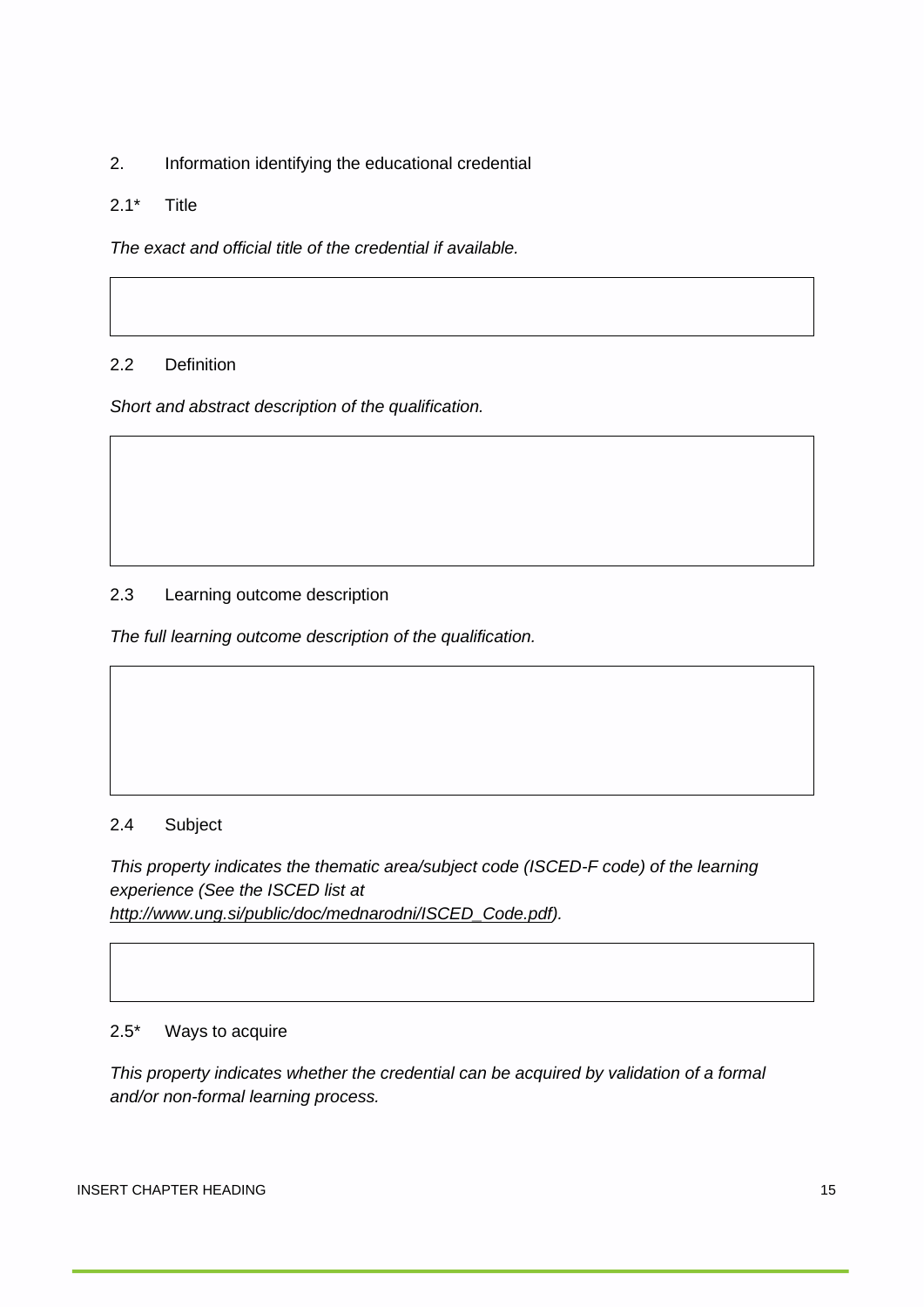## 2. Information identifying the educational credential

### 2.1* Title

*The exact and official title of the credential if available.*

### 2.2 Definition

*Short and abstract description of the qualification.*

### 2.3 Learning outcome description

*The full learning outcome description of the qualification.*

### 2.4 Subject

*This property indicates the thematic area/subject code (ISCED-F code) of the learning experience (See the ISCED list at [http://www.ung.si/public/doc/mednarodni/ISCED_Code.pdf](http://www.ung.si/public/doc/mednarodni/ISCED_Code.pdf)).*

### 2.5* Ways to acquire

*This property indicates whether the credential can be acquired by validation of a formal and/or non-formal learning process.*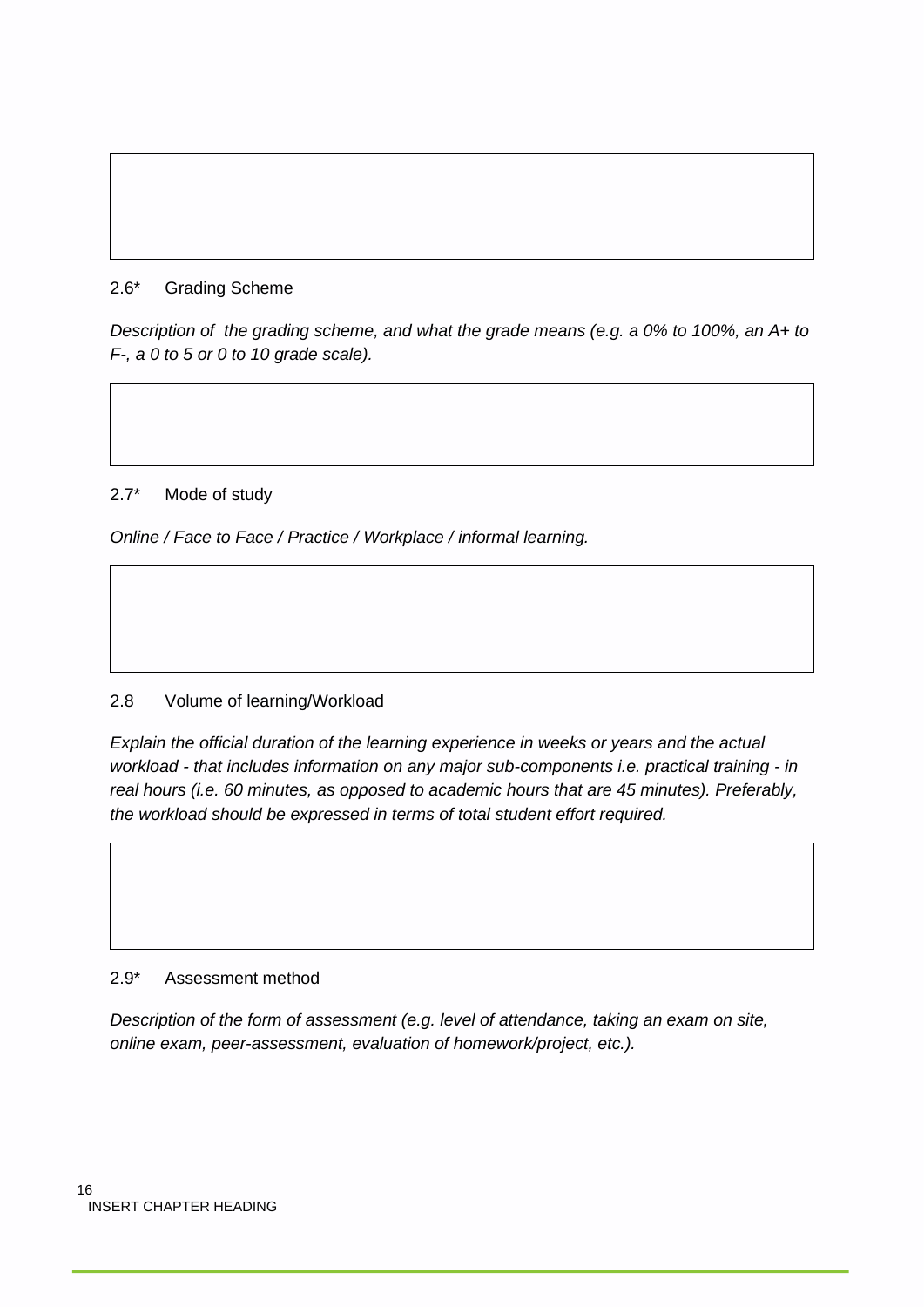### 2.6* Grading Scheme

*Description of the grading scheme, and what the grade means (e.g. a 0% to 100%, an A+ to F-, a 0 to 5 or 0 to 10 grade scale).*

### 2.7* Mode of study

*Online / Face to Face / Practice / Workplace / informal learning.*

### 2.8 Volume of learning/Workload

*Explain the official duration of the learning experience in weeks or years and the actual workload - that includes information on any major sub-components i.e. practical training - in real hours (i.e. 60 minutes, as opposed to academic hours that are 45 minutes). Preferably, the workload should be expressed in terms of total student effort required.*

### 2.9* Assessment method

*Description of the form of assessment (e.g. level of attendance, taking an exam on site, online exam, peer-assessment, evaluation of homework/project, etc.).*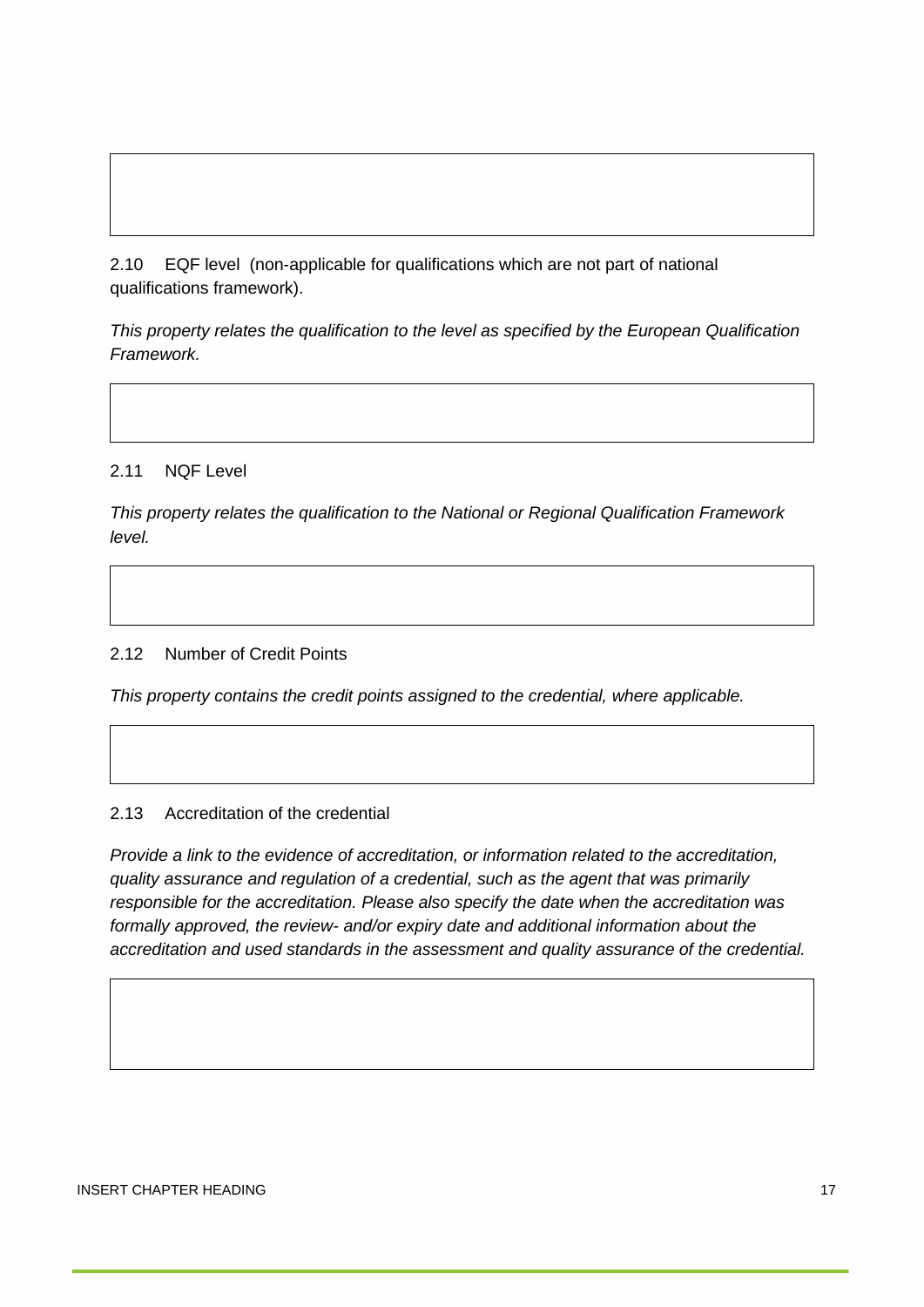2.10 EQF level (non-applicable for qualifications which are not part of national qualifications framework).

*This property relates the qualification to the level as specified by the European Qualification Framework.*

2.11 NQF Level

*This property relates the qualification to the National or Regional Qualification Framework level.*

2.12 Number of Credit Points

*This property contains the credit points assigned to the credential, where applicable.*

2.13 Accreditation of the credential

*Provide a link to the evidence of accreditation, or information related to the accreditation, quality assurance and regulation of a credential, such as the agent that was primarily responsible for the accreditation. Please also specify the date when the accreditation was formally approved, the review- and/or expiry date and additional information about the accreditation and used standards in the assessment and quality assurance of the credential.*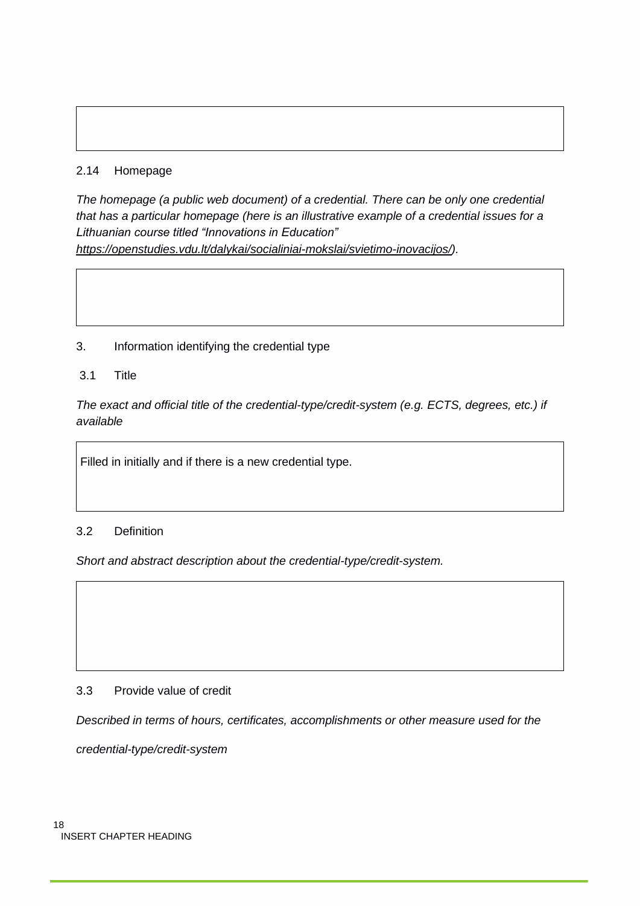2.14 Homepage

*The homepage (a public web document) of a credential. There can be only one credential that has a particular homepage (here is an illustrative example of a credential issues for a Lithuanian course titled "Innovations in Education" https://openstudies.vdu.lt/dalykai/socialiniai-mokslai/svietimo-inovacijos/).*

3. Information identifying the credential type

3.1 Title

*The exact and official title of the credential-type/credit-system (e.g. ECTS, degrees, etc.) if available*

| Filled in initially and if there is a new credential type. |
|---|

3.2 Definition

*Short and abstract description about the credential-type/credit-system.*

3.3 Provide value of credit

*Described in terms of hours, certificates, accomplishments or other measure used for the credential-type/credit-system*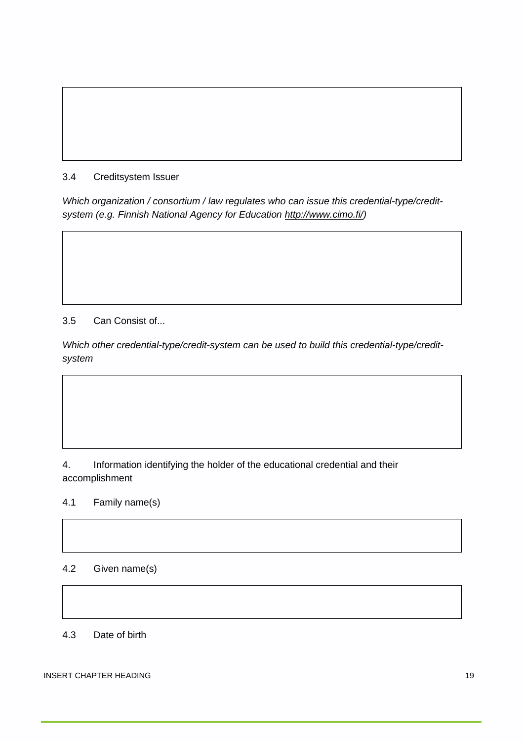### 3.4 Creditsystem Issuer

*Which organization / consortium / law regulates who can issue this credential-type/credit-system (e.g. Finnish National Agency for Education [http://www.cimo.fi/](http://www.cimo.fi/))*

### 3.5 Can Consist of...

*Which other credential-type/credit-system can be used to build this credential-type/credit-system*

## 4. Information identifying the holder of the educational credential and their accomplishment

### 4.1 Family name(s)

### 4.2 Given name(s)

### 4.3 Date of birth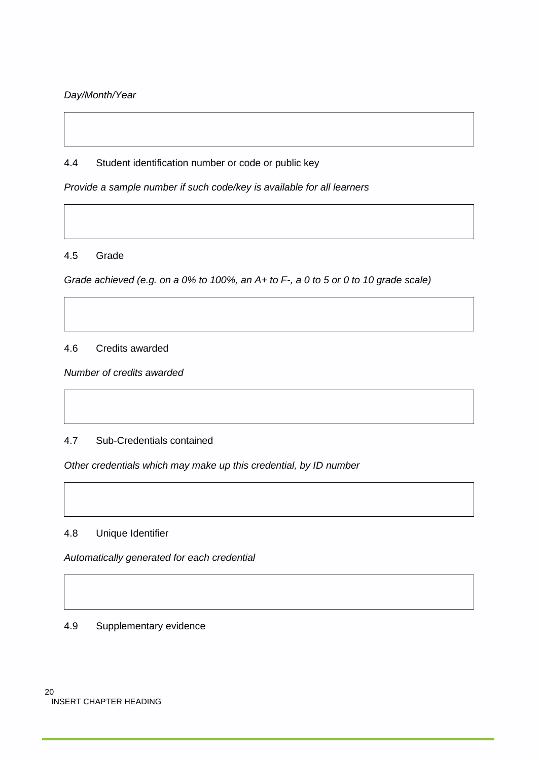*Day/Month/Year*

4.4 Student identification number or code or public key

*Provide a sample number if such code/key is available for all learners*

4.5 Grade

*Grade achieved (e.g. on a 0% to 100%, an A+ to F-, a 0 to 5 or 0 to 10 grade scale)*

4.6 Credits awarded

*Number of credits awarded*

4.7 Sub-Credentials contained

*Other credentials which may make up this credential, by ID number*

4.8 Unique Identifier

*Automatically generated for each credential*

4.9 Supplementary evidence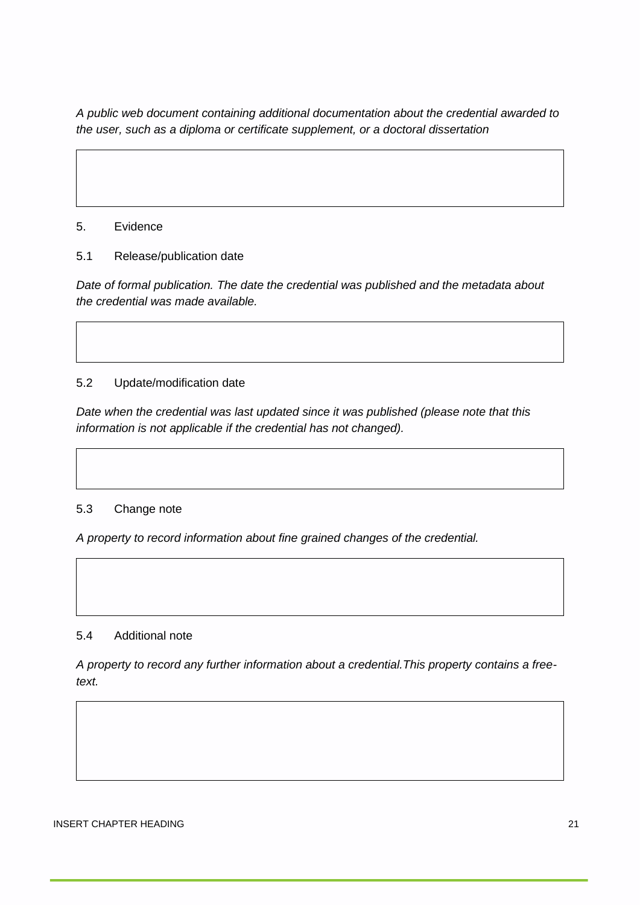*A public web document containing additional documentation about the credential awarded to the user, such as a diploma or certificate supplement, or a doctoral dissertation*

## 5. Evidence

### 5.1 Release/publication date

*Date of formal publication. The date the credential was published and the metadata about the credential was made available.*

### 5.2 Update/modification date

*Date when the credential was last updated since it was published (please note that this information is not applicable if the credential has not changed).*

### 5.3 Change note

*A property to record information about fine grained changes of the credential.*

### 5.4 Additional note

*A property to record any further information about a credential.This property contains a free-text.*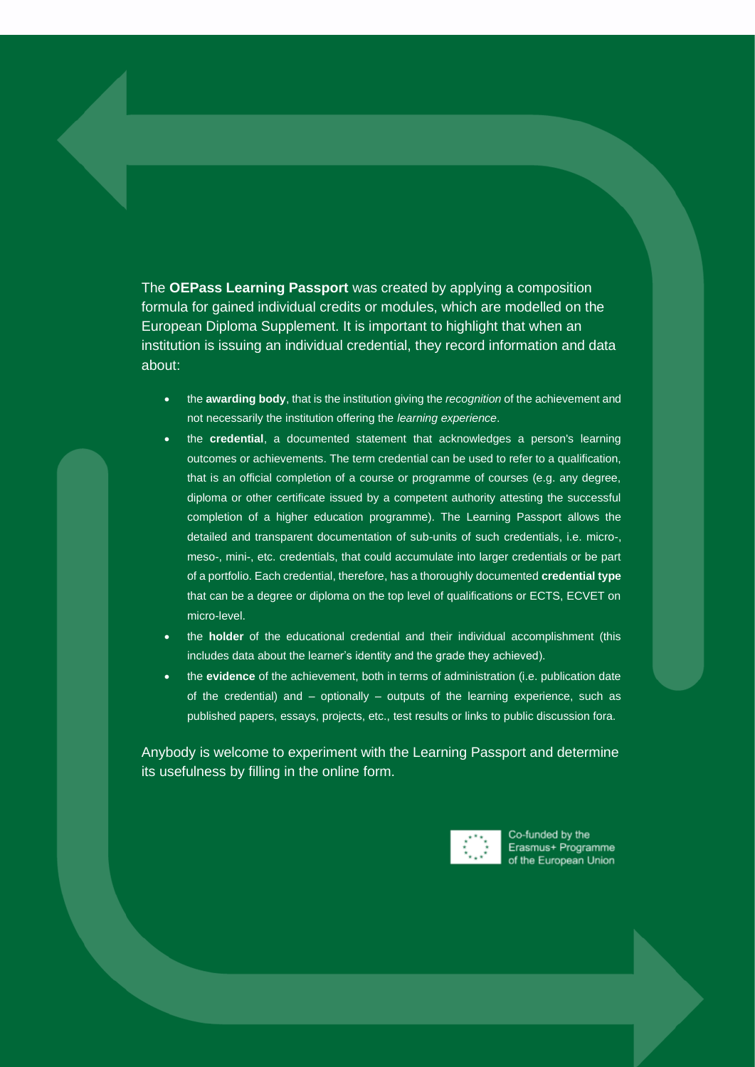The **OEPass Learning Passport** was created by applying a composition formula for gained individual credits or modules, which are modelled on the European Diploma Supplement. It is important to highlight that when an institution is issuing an individual credential, they record information and data about:

- the **awarding body**, that is the institution giving the *recognition* of the achievement and not necessarily the institution offering the *learning experience*.
- the **credential**, a documented statement that acknowledges a person's learning outcomes or achievements. The term credential can be used to refer to a qualification, that is an official completion of a course or programme of courses (e.g. any degree, diploma or other certificate issued by a competent authority attesting the successful completion of a higher education programme). The Learning Passport allows the detailed and transparent documentation of sub-units of such credentials, i.e. micro-, meso-, mini-, etc. credentials, that could accumulate into larger credentials or be part of a portfolio. Each credential, therefore, has a thoroughly documented **credential type** that can be a degree or diploma on the top level of qualifications or ECTS, ECVET on micro-level.
- the **holder** of the educational credential and their individual accomplishment (this includes data about the learner's identity and the grade they achieved).
- the **evidence** of the achievement, both in terms of administration (i.e. publication date of the credential) and – optionally – outputs of the learning experience, such as published papers, essays, projects, etc., test results or links to public discussion fora.

Anybody is welcome to experiment with the Learning Passport and determine its usefulness by filling in the online form.

Co-funded by the Erasmus+ Programme of the European Union